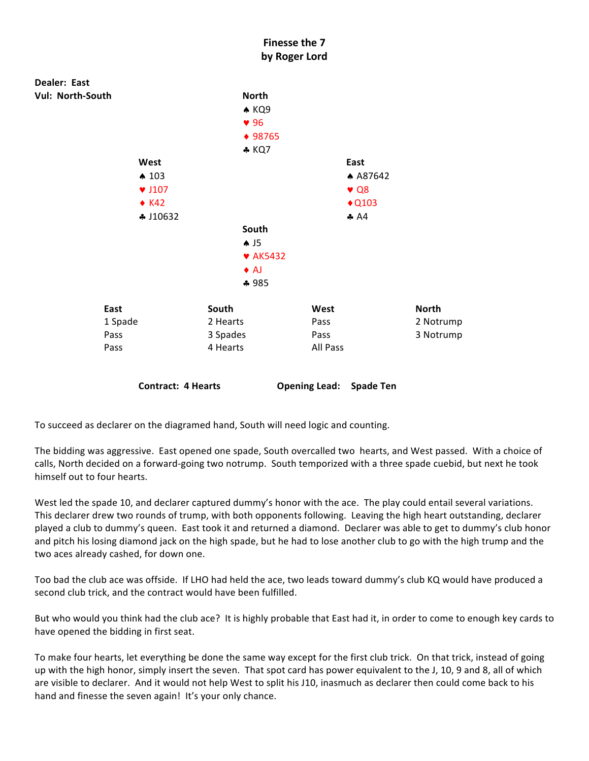# Finesse the 7
## by Roger Lord

**Dealer: East**
**Vul: North-South**

**North**
♠ KQ9
♥ 96
♦ 98765
♣ KQ7

**West**
♠ 103
♥ J107
♦ K42
♣ J10632

**East**
♠ A87642
♥ Q8
♦ Q103
♣ A4

**South**
♠ J5
♥ AK5432
♦ AJ
♣ 985

| East | South | West | North |
|---|---|---|---|
| 1 Spade | 2 Hearts | Pass | 2 Notrump |
| Pass | 3 Spades | Pass | 3 Notrump |
| Pass | 4 Hearts | All Pass | |

**Contract: 4 Hearts** **Opening Lead: Spade Ten**

To succeed as declarer on the diagramed hand, South will need logic and counting.

The bidding was aggressive. East opened one spade, South overcalled two hearts, and West passed. With a choice of calls, North decided on a forward-going two notrump. South temporized with a three spade cuebid, but next he took himself out to four hearts.

West led the spade 10, and declarer captured dummy's honor with the ace. The play could entail several variations. This declarer drew two rounds of trump, with both opponents following. Leaving the high heart outstanding, declarer played a club to dummy's queen. East took it and returned a diamond. Declarer was able to get to dummy's club honor and pitch his losing diamond jack on the high spade, but he had to lose another club to go with the high trump and the two aces already cashed, for down one.

Too bad the club ace was offside. If LHO had held the ace, two leads toward dummy's club KQ would have produced a second club trick, and the contract would have been fulfilled.

But who would you think had the club ace? It is highly probable that East had it, in order to come to enough key cards to have opened the bidding in first seat.

To make four hearts, let everything be done the same way except for the first club trick. On that trick, instead of going up with the high honor, simply insert the seven. That spot card has power equivalent to the J, 10, 9 and 8, all of which are visible to declarer. And it would not help West to split his J10, inasmuch as declarer then could come back to his hand and finesse the seven again! It's your only chance.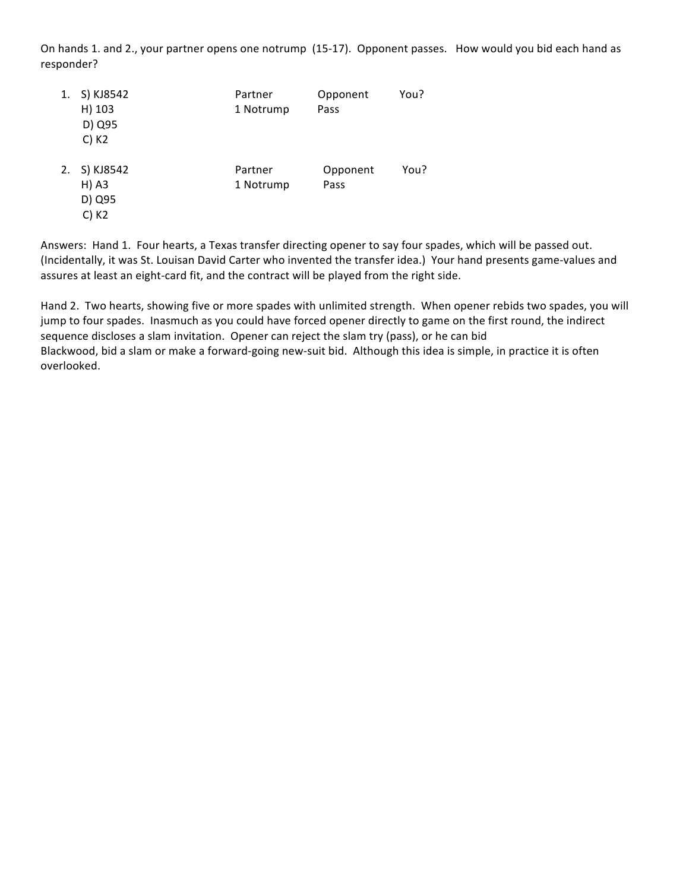On hands 1. and 2., your partner opens one notrump (15-17). Opponent passes. How would you bid each hand as responder?

1. S) KJ8542
   H) 103
   D) Q95
   C) K2

| Partner | Opponent | You? |
|---|---|---|
| 1 Notrump | Pass | |

2. S) KJ8542
   H) A3
   D) Q95
   C) K2

| Partner | Opponent | You? |
|---|---|---|
| 1 Notrump | Pass | |

Answers: Hand 1. Four hearts, a Texas transfer directing opener to say four spades, which will be passed out. (Incidentally, it was St. Louisan David Carter who invented the transfer idea.) Your hand presents game-values and assures at least an eight-card fit, and the contract will be played from the right side.

Hand 2. Two hearts, showing five or more spades with unlimited strength. When opener rebids two spades, you will jump to four spades. Inasmuch as you could have forced opener directly to game on the first round, the indirect sequence discloses a slam invitation. Opener can reject the slam try (pass), or he can bid Blackwood, bid a slam or make a forward-going new-suit bid. Although this idea is simple, in practice it is often overlooked.